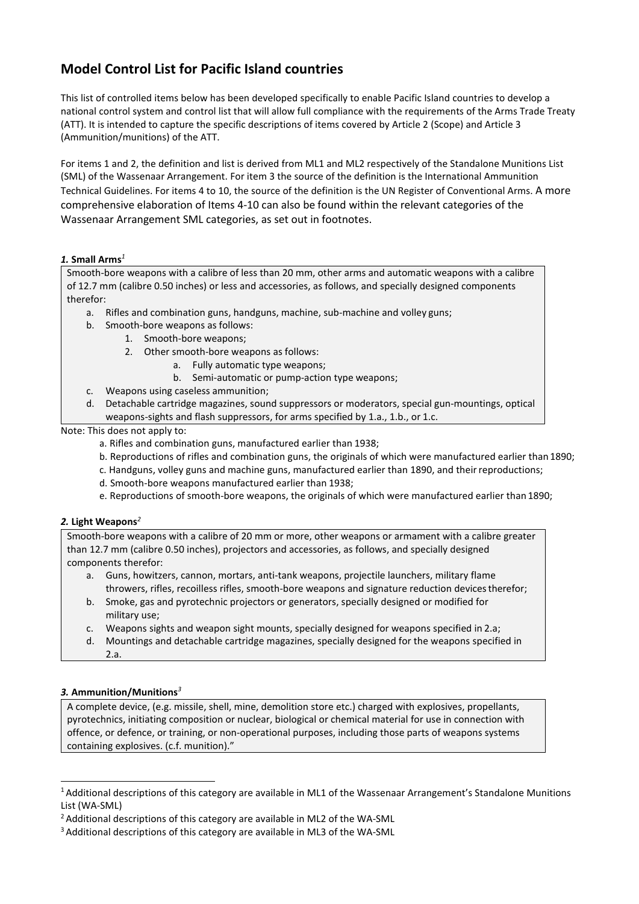# Model Control List for Pacific Island countries

This list of controlled items below has been developed specifically to enable Pacific Island countries to develop a national control system and control list that will allow full compliance with the requirements of the Arms Trade Treaty (ATT). It is intended to capture the specific descriptions of items covered by Article 2 (Scope) and Article 3 (Ammunition/munitions) of the ATT.

For items 1 and 2, the definition and list is derived from ML1 and ML2 respectively of the Standalone Munitions List (SML) of the Wassenaar Arrangement. For item 3 the source of the definition is the International Ammunition Technical Guidelines. For items 4 to 10, the source of the definition is the UN Register of Conventional Arms. A more comprehensive elaboration of Items 4-10 can also be found within the relevant categories of the Wassenaar Arrangement SML categories, as set out in footnotes.

### *1.* Small Arms[1]

Smooth-bore weapons with a calibre of less than 20 mm, other arms and automatic weapons with a calibre of 12.7 mm (calibre 0.50 inches) or less and accessories, as follows, and specially designed components therefor:

a. Rifles and combination guns, handguns, machine, sub-machine and volley guns;
b. Smooth-bore weapons as follows:
   1. Smooth-bore weapons;
   2. Other smooth-bore weapons as follows:
      a. Fully automatic type weapons;
      b. Semi-automatic or pump-action type weapons;
c. Weapons using caseless ammunition;
d. Detachable cartridge magazines, sound suppressors or moderators, special gun-mountings, optical weapons-sights and flash suppressors, for arms specified by 1.a., 1.b., or 1.c.

Note: This does not apply to:

a. Rifles and combination guns, manufactured earlier than 1938;
b. Reproductions of rifles and combination guns, the originals of which were manufactured earlier than 1890;
c. Handguns, volley guns and machine guns, manufactured earlier than 1890, and their reproductions;
d. Smooth-bore weapons manufactured earlier than 1938;
e. Reproductions of smooth-bore weapons, the originals of which were manufactured earlier than 1890;

### *2.* Light Weapons[2]

Smooth-bore weapons with a calibre of 20 mm or more, other weapons or armament with a calibre greater than 12.7 mm (calibre 0.50 inches), projectors and accessories, as follows, and specially designed components therefor:

a. Guns, howitzers, cannon, mortars, anti-tank weapons, projectile launchers, military flame throwers, rifles, recoilless rifles, smooth-bore weapons and signature reduction devices therefor;
b. Smoke, gas and pyrotechnic projectors or generators, specially designed or modified for military use;
c. Weapons sights and weapon sight mounts, specially designed for weapons specified in 2.a;
d. Mountings and detachable cartridge magazines, specially designed for the weapons specified in 2.a.

### *3.* Ammunition/Munitions[3]

A complete device, (e.g. missile, shell, mine, demolition store etc.) charged with explosives, propellants, pyrotechnics, initiating composition or nuclear, biological or chemical material for use in connection with offence, or defence, or training, or non-operational purposes, including those parts of weapons systems containing explosives. (c.f. munition)."

---

[1] Additional descriptions of this category are available in ML1 of the Wassenaar Arrangement's Standalone Munitions List (WA-SML)

[2] Additional descriptions of this category are available in ML2 of the WA-SML

[3] Additional descriptions of this category are available in ML3 of the WA-SML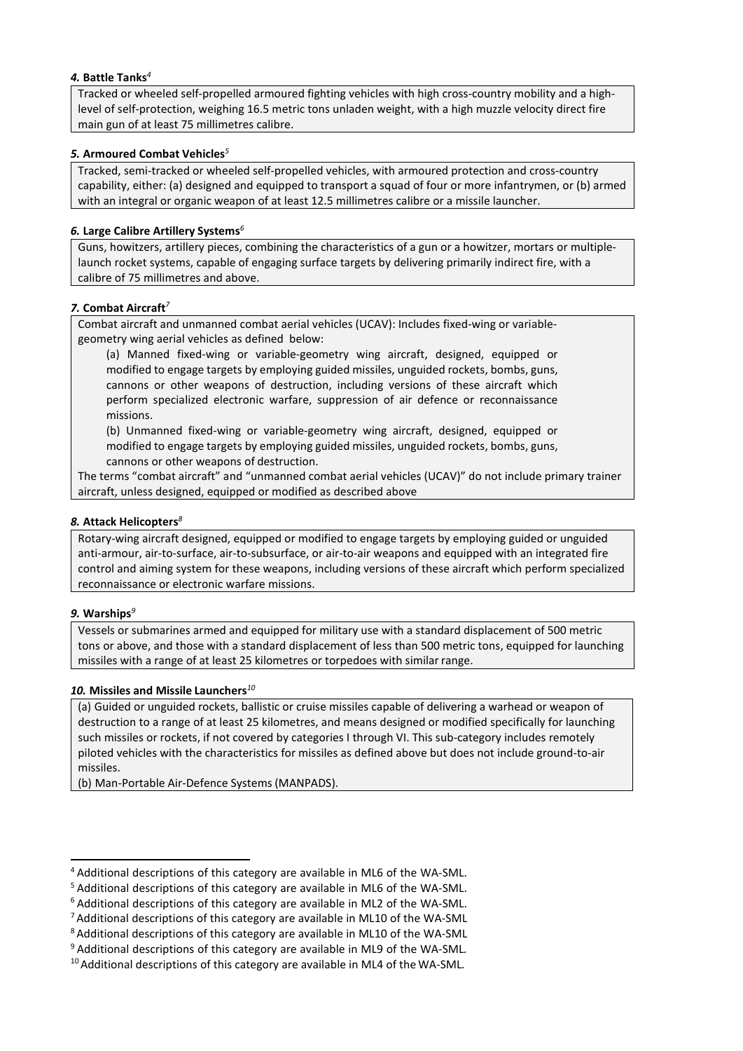***4.* Battle Tanks**[4]

Tracked or wheeled self-propelled armoured fighting vehicles with high cross-country mobility and a high-level of self-protection, weighing 16.5 metric tons unladen weight, with a high muzzle velocity direct fire main gun of at least 75 millimetres calibre.

***5.* Armoured Combat Vehicles**[5]

Tracked, semi-tracked or wheeled self-propelled vehicles, with armoured protection and cross-country capability, either: (a) designed and equipped to transport a squad of four or more infantrymen, or (b) armed with an integral or organic weapon of at least 12.5 millimetres calibre or a missile launcher.

***6.* Large Calibre Artillery Systems**[6]

Guns, howitzers, artillery pieces, combining the characteristics of a gun or a howitzer, mortars or multiple-launch rocket systems, capable of engaging surface targets by delivering primarily indirect fire, with a calibre of 75 millimetres and above.

***7.* Combat Aircraft**[7]

Combat aircraft and unmanned combat aerial vehicles (UCAV): Includes fixed-wing or variable-geometry wing aerial vehicles as defined below:

(a) Manned fixed-wing or variable-geometry wing aircraft, designed, equipped or modified to engage targets by employing guided missiles, unguided rockets, bombs, guns, cannons or other weapons of destruction, including versions of these aircraft which perform specialized electronic warfare, suppression of air defence or reconnaissance missions.

(b) Unmanned fixed-wing or variable-geometry wing aircraft, designed, equipped or modified to engage targets by employing guided missiles, unguided rockets, bombs, guns, cannons or other weapons of destruction.

The terms "combat aircraft" and "unmanned combat aerial vehicles (UCAV)" do not include primary trainer aircraft, unless designed, equipped or modified as described above

***8.* Attack Helicopters**[8]

Rotary-wing aircraft designed, equipped or modified to engage targets by employing guided or unguided anti-armour, air-to-surface, air-to-subsurface, or air-to-air weapons and equipped with an integrated fire control and aiming system for these weapons, including versions of these aircraft which perform specialized reconnaissance or electronic warfare missions.

***9.* Warships**[9]

Vessels or submarines armed and equipped for military use with a standard displacement of 500 metric tons or above, and those with a standard displacement of less than 500 metric tons, equipped for launching missiles with a range of at least 25 kilometres or torpedoes with similar range.

***10.* Missiles and Missile Launchers**[10]

(a) Guided or unguided rockets, ballistic or cruise missiles capable of delivering a warhead or weapon of destruction to a range of at least 25 kilometres, and means designed or modified specifically for launching such missiles or rockets, if not covered by categories I through VI. This sub-category includes remotely piloted vehicles with the characteristics for missiles as defined above but does not include ground-to-air missiles.

(b) Man-Portable Air-Defence Systems (MANPADS).

---

[4] Additional descriptions of this category are available in ML6 of the WA-SML.

[5] Additional descriptions of this category are available in ML6 of the WA-SML.

[6] Additional descriptions of this category are available in ML2 of the WA-SML.

[7] Additional descriptions of this category are available in ML10 of the WA-SML

[8] Additional descriptions of this category are available in ML10 of the WA-SML

[9] Additional descriptions of this category are available in ML9 of the WA-SML.

[10] Additional descriptions of this category are available in ML4 of the WA-SML.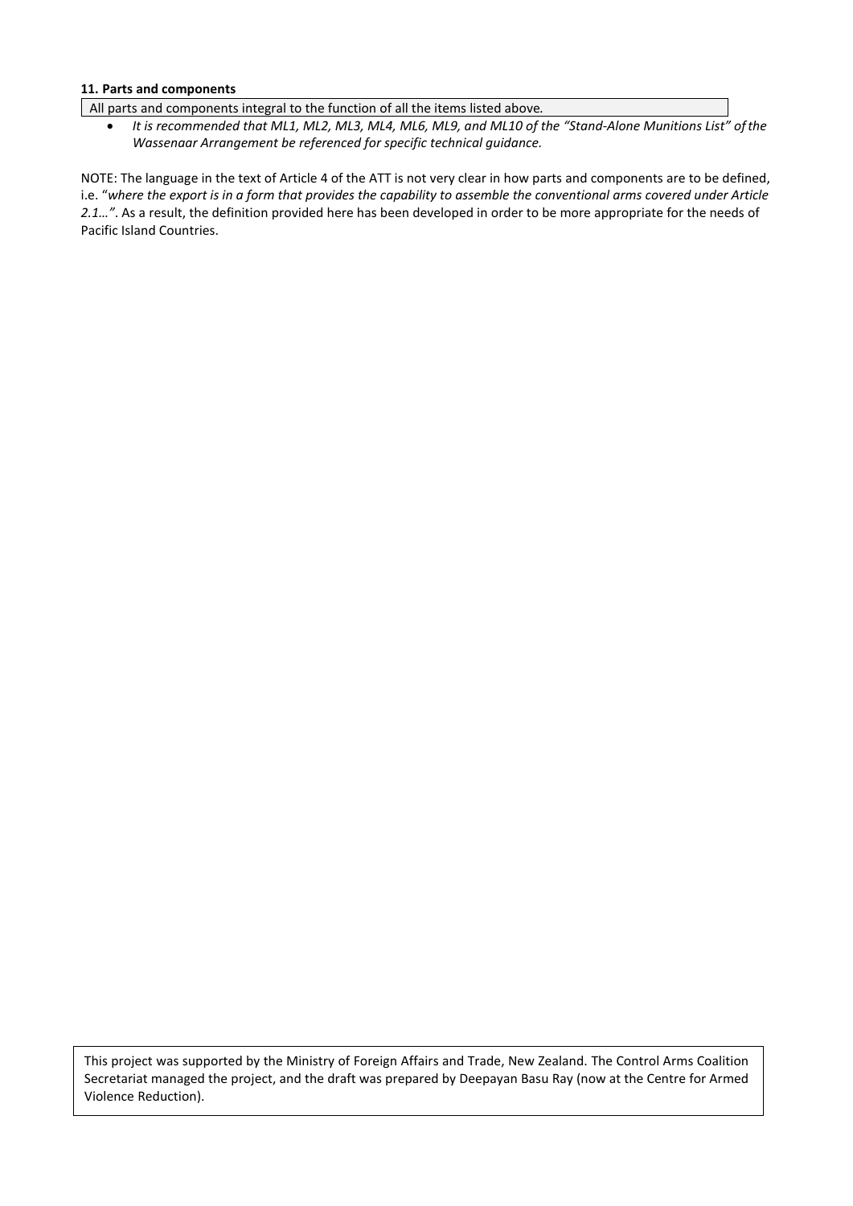**11. Parts and components**

All parts and components integral to the function of all the items listed above.

- *It is recommended that ML1, ML2, ML3, ML4, ML6, ML9, and ML10 of the "Stand-Alone Munitions List" of the Wassenaar Arrangement be referenced for specific technical guidance.*

NOTE: The language in the text of Article 4 of the ATT is not very clear in how parts and components are to be defined, i.e. "*where the export is in a form that provides the capability to assemble the conventional arms covered under Article 2.1…"*. As a result, the definition provided here has been developed in order to be more appropriate for the needs of Pacific Island Countries.

This project was supported by the Ministry of Foreign Affairs and Trade, New Zealand. The Control Arms Coalition Secretariat managed the project, and the draft was prepared by Deepayan Basu Ray (now at the Centre for Armed Violence Reduction).